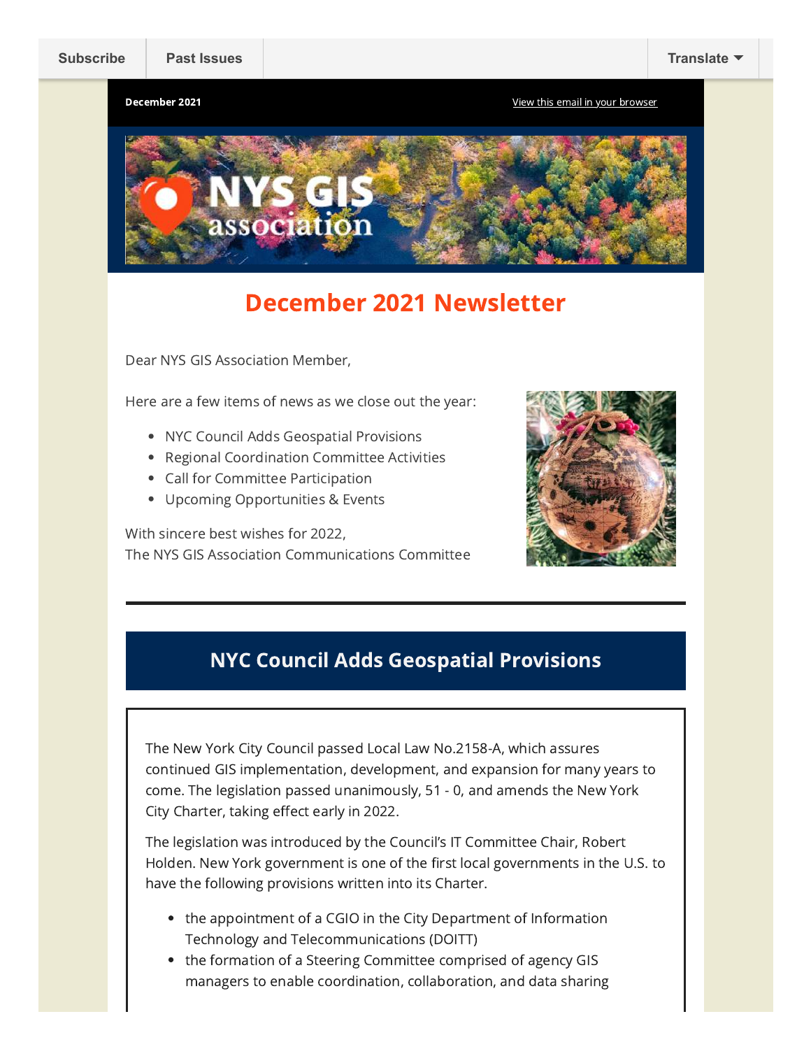Subscribe | Past Issues | Translate

December 2021 | View this email in your browser

# December 2021 Newsletter

Dear NYS GIS Association Member,

Here are a few items of news as we close out the year:

- NYC Council Adds Geospatial Provisions
- Regional Coordination Committee Activities
- Call for Committee Participation
- Upcoming Opportunities & Events

With sincere best wishes for 2022,
The NYS GIS Association Communications Committee

---

## NYC Council Adds Geospatial Provisions

The New York City Council passed Local Law No.2158-A, which assures continued GIS implementation, development, and expansion for many years to come. The legislation passed unanimously, 51 - 0, and amends the New York City Charter, taking effect early in 2022.

The legislation was introduced by the Council's IT Committee Chair, Robert Holden. New York government is one of the first local governments in the U.S. to have the following provisions written into its Charter.

- the appointment of a CGIO in the City Department of Information Technology and Telecommunications (DOITT)
- the formation of a Steering Committee comprised of agency GIS managers to enable coordination, collaboration, and data sharing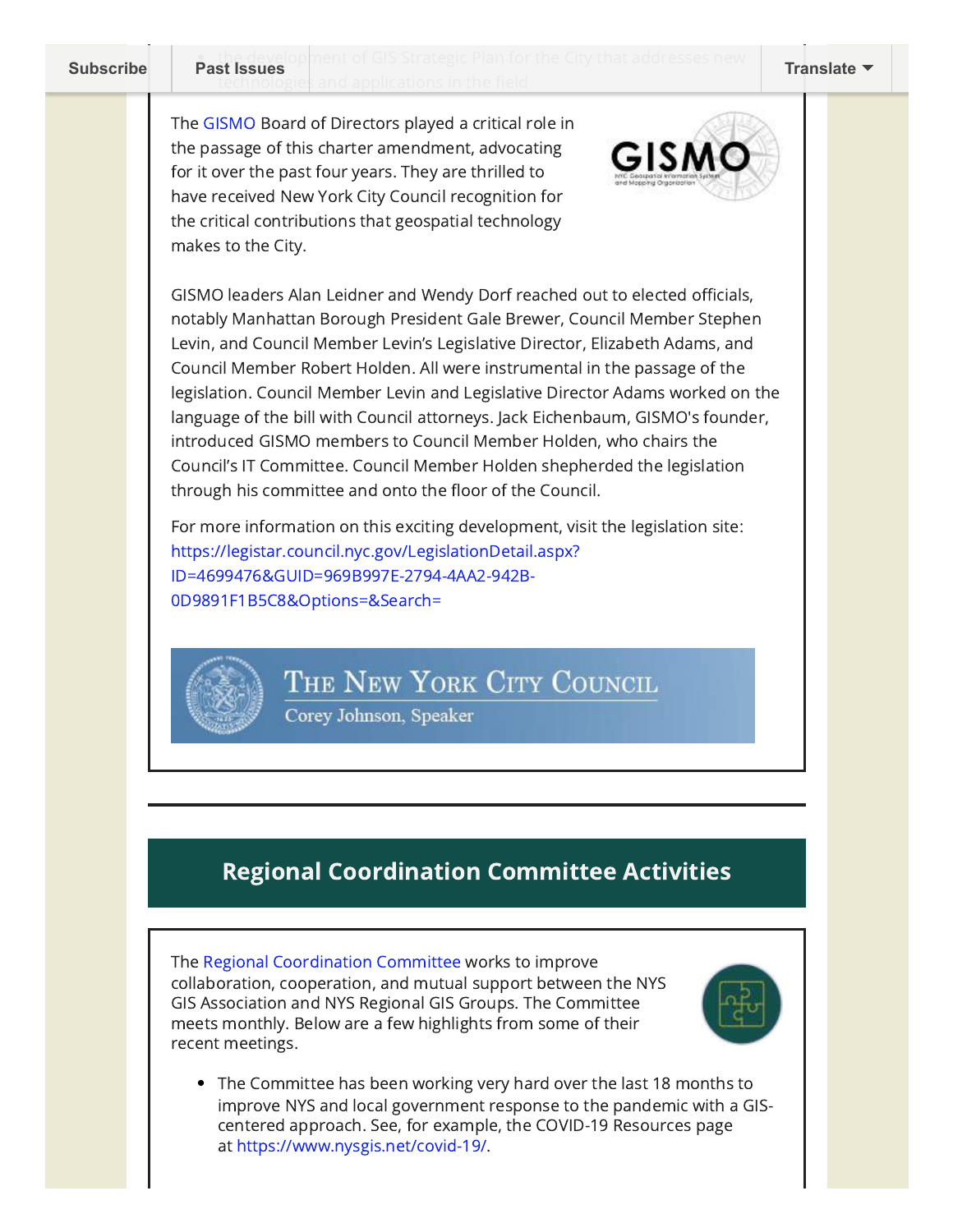The GISMO Board of Directors played a critical role in the passage of this charter amendment, advocating for it over the past four years. They are thrilled to have received New York City Council recognition for the critical contributions that geospatial technology makes to the City.

GISMO leaders Alan Leidner and Wendy Dorf reached out to elected officials, notably Manhattan Borough President Gale Brewer, Council Member Stephen Levin, and Council Member Levin's Legislative Director, Elizabeth Adams, and Council Member Robert Holden. All were instrumental in the passage of the legislation. Council Member Levin and Legislative Director Adams worked on the language of the bill with Council attorneys. Jack Eichenbaum, GISMO's founder, introduced GISMO members to Council Member Holden, who chairs the Council's IT Committee. Council Member Holden shepherded the legislation through his committee and onto the floor of the Council.

For more information on this exciting development, visit the legislation site: https://legistar.council.nyc.gov/LegislationDetail.aspx?ID=4699476&GUID=969B997E-2794-4AA2-942B-0D9891F1B5C8&Options=&Search=

## Regional Coordination Committee Activities

The Regional Coordination Committee works to improve collaboration, cooperation, and mutual support between the NYS GIS Association and NYS Regional GIS Groups. The Committee meets monthly. Below are a few highlights from some of their recent meetings.

- The Committee has been working very hard over the last 18 months to improve NYS and local government response to the pandemic with a GIS-centered approach. See, for example, the COVID-19 Resources page at https://www.nysgis.net/covid-19/.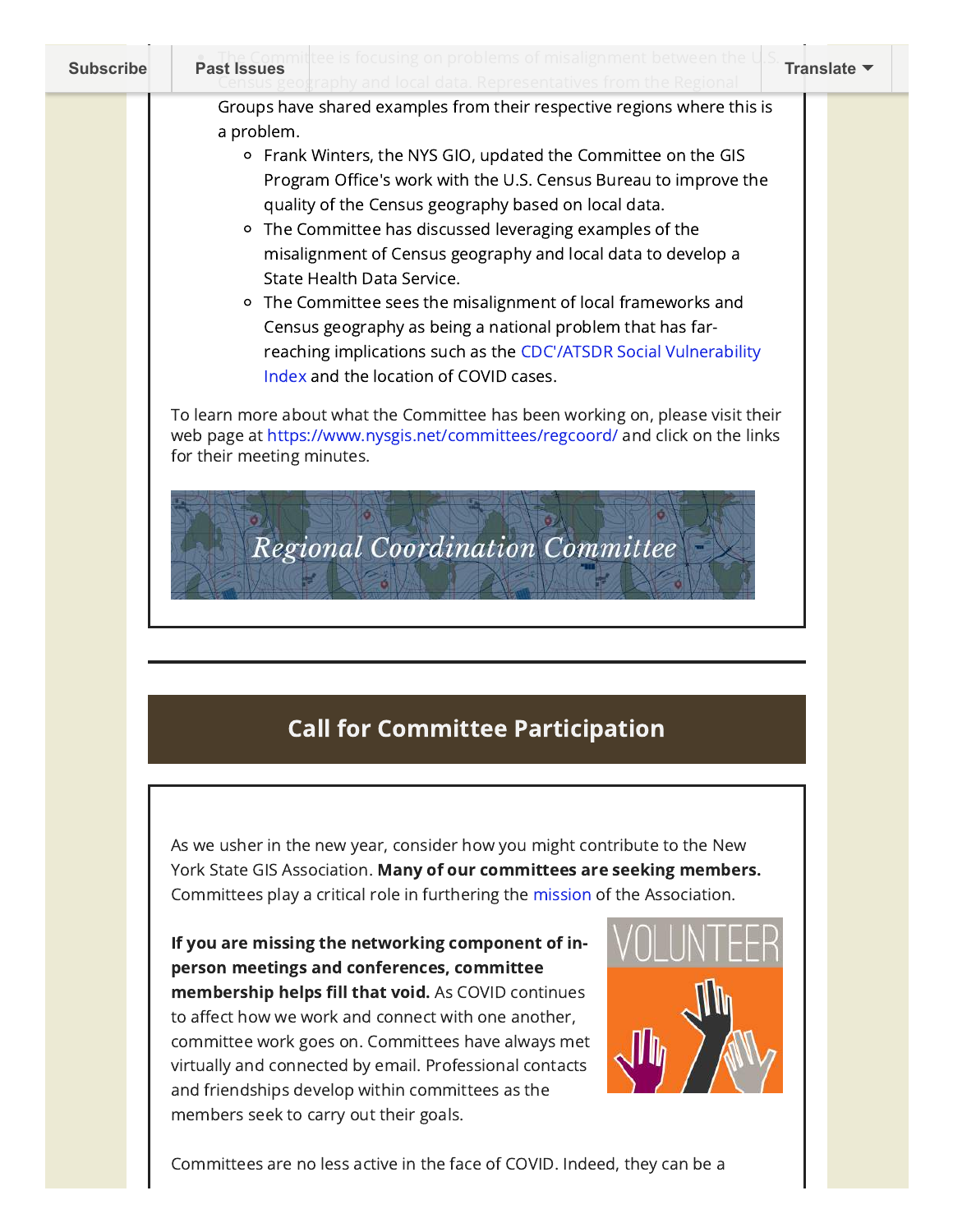- The Committee is focusing on problems of misalignment between the U.S. Census geography and local data. Representatives from the Regional Groups have shared examples from their respective regions where this is a problem.
  - Frank Winters, the NYS GIO, updated the Committee on the GIS Program Office's work with the U.S. Census Bureau to improve the quality of the Census geography based on local data.
  - The Committee has discussed leveraging examples of the misalignment of Census geography and local data to develop a State Health Data Service.
  - The Committee sees the misalignment of local frameworks and Census geography as being a national problem that has far-reaching implications such as the CDC'/ATSDR Social Vulnerability Index and the location of COVID cases.

To learn more about what the Committee has been working on, please visit their web page at https://www.nysgis.net/committees/regcoord/ and click on the links for their meeting minutes.

*Regional Coordination Committee*

## Call for Committee Participation

As we usher in the new year, consider how you might contribute to the New York State GIS Association. **Many of our committees are seeking members.** Committees play a critical role in furthering the mission of the Association.

**If you are missing the networking component of in-person meetings and conferences, committee membership helps fill that void.** As COVID continues to affect how we work and connect with one another, committee work goes on. Committees have always met virtually and connected by email. Professional contacts and friendships develop within committees as the members seek to carry out their goals.

Committees are no less active in the face of COVID. Indeed, they can be a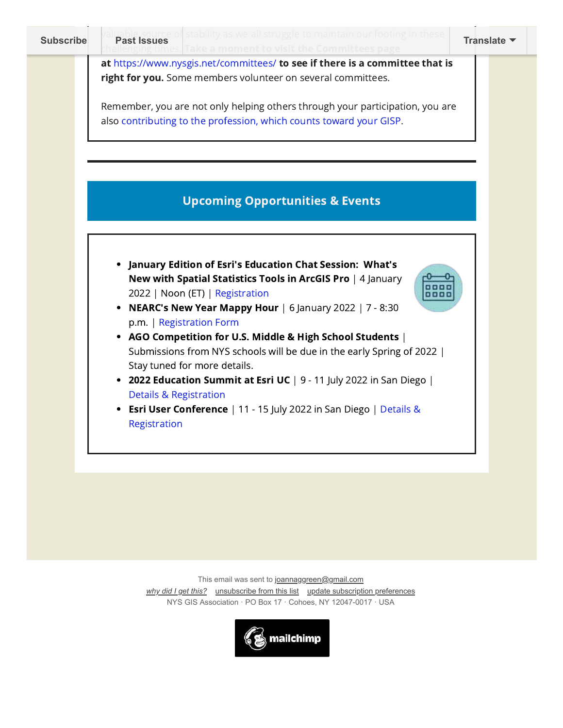valuable source of stability as we all struggle to maintain our footing in these challenging times. **Take a moment to visit the Committees page at https://www.nysgis.net/committees/ to see if there is a committee that is right for you.** Some members volunteer on several committees.

Remember, you are not only helping others through your participation, you are also contributing to the profession, which counts toward your GISP.

## Upcoming Opportunities & Events

- **January Edition of Esri's Education Chat Session: What's New with Spatial Statistics Tools in ArcGIS Pro** | 4 January 2022 | Noon (ET) | Registration
- **NEARC's New Year Mappy Hour** | 6 January 2022 | 7 - 8:30 p.m. | Registration Form
- **AGO Competition for U.S. Middle & High School Students** | Submissions from NYS schools will be due in the early Spring of 2022 | Stay tuned for more details.
- **2022 Education Summit at Esri UC** | 9 - 11 July 2022 in San Diego | Details & Registration
- **Esri User Conference** | 11 - 15 July 2022 in San Diego | Details & Registration

This email was sent to joannaggreen@gmail.com
*why did I get this?* unsubscribe from this list update subscription preferences
NYS GIS Association · PO Box 17 · Cohoes, NY 12047-0017 · USA